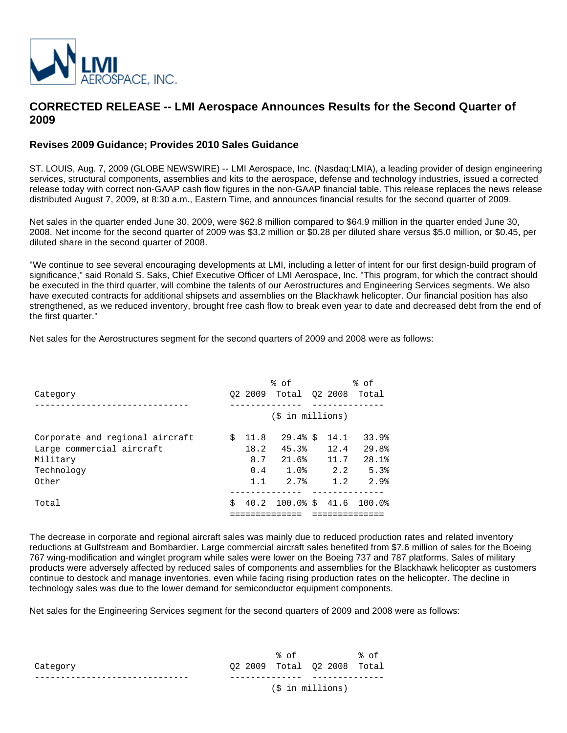# CORRECTED RELEASE -- LMI Aerospace Announces Results for the Second Quarter of 2009

## Revises 2009 Guidance; Provides 2010 Sales Guidance

ST. LOUIS, Aug. 7, 2009 (GLOBE NEWSWIRE) -- LMI Aerospace, Inc. (Nasdaq:LMIA), a leading provider of design engineering services, structural components, assemblies and kits to the aerospace, defense and technology industries, issued a corrected release today with correct non-GAAP cash flow figures in the non-GAAP financial table. This release replaces the news release distributed August 7, 2009, at 8:30 a.m., Eastern Time, and announces financial results for the second quarter of 2009.

Net sales in the quarter ended June 30, 2009, were $62.8 million compared to $64.9 million in the quarter ended June 30, 2008. Net income for the second quarter of 2009 was $3.2 million or $0.28 per diluted share versus $5.0 million, or $0.45, per diluted share in the second quarter of 2008.

"We continue to see several encouraging developments at LMI, including a letter of intent for our first design-build program of significance," said Ronald S. Saks, Chief Executive Officer of LMI Aerospace, Inc. "This program, for which the contract should be executed in the third quarter, will combine the talents of our Aerostructures and Engineering Services segments. We also have executed contracts for additional shipsets and assemblies on the Blackhawk helicopter. Our financial position has also strengthened, as we reduced inventory, brought free cash flow to break even year to date and decreased debt from the end of the first quarter."

Net sales for the Aerostructures segment for the second quarters of 2009 and 2008 were as follows:

| Category | Q2 2009 | % of Total | Q2 2008 | % of Total |
|---|---|---|---|---|
| | ($ in millions) | | | |
| Corporate and regional aircraft | $ 11.8 | 29.4% | $ 14.1 | 33.9% |
| Large commercial aircraft | 18.2 | 45.3% | 12.4 | 29.8% |
| Military | 8.7 | 21.6% | 11.7 | 28.1% |
| Technology | 0.4 | 1.0% | 2.2 | 5.3% |
| Other | 1.1 | 2.7% | 1.2 | 2.9% |
| Total | $ 40.2 | 100.0% | $ 41.6 | 100.0% |

The decrease in corporate and regional aircraft sales was mainly due to reduced production rates and related inventory reductions at Gulfstream and Bombardier. Large commercial aircraft sales benefited from $7.6 million of sales for the Boeing 767 wing-modification and winglet program while sales were lower on the Boeing 737 and 787 platforms. Sales of military products were adversely affected by reduced sales of components and assemblies for the Blackhawk helicopter as customers continue to destock and manage inventories, even while facing rising production rates on the helicopter. The decline in technology sales was due to the lower demand for semiconductor equipment components.

Net sales for the Engineering Services segment for the second quarters of 2009 and 2008 were as follows:

| Category | Q2 2009 | % of Total | Q2 2008 | % of Total |
|---|---|---|---|---|
| | ($ in millions) | | | |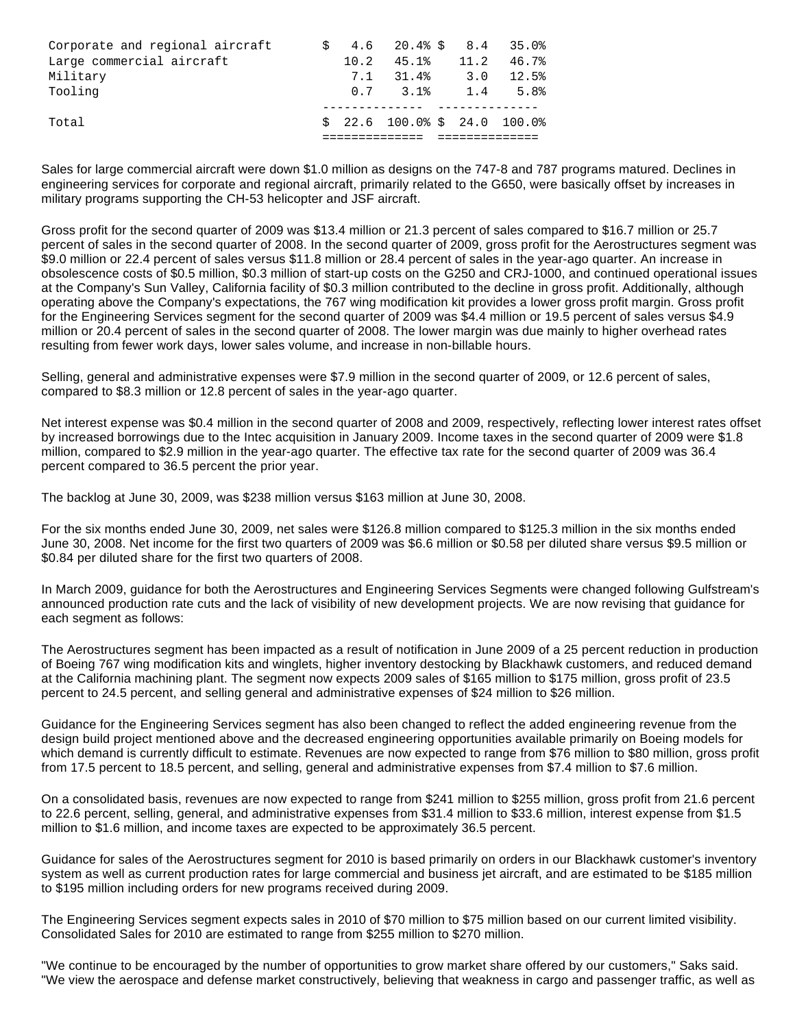| | | | | |
|---|---|---|---|---|
| Corporate and regional aircraft | $ 4.6 | 20.4% | $ 8.4 | 35.0% |
| Large commercial aircraft | 10.2 | 45.1% | 11.2 | 46.7% |
| Military | 7.1 | 31.4% | 3.0 | 12.5% |
| Tooling | 0.7 | 3.1% | 1.4 | 5.8% |
| Total | $ 22.6 | 100.0% | $ 24.0 | 100.0% |

Sales for large commercial aircraft were down $1.0 million as designs on the 747-8 and 787 programs matured. Declines in engineering services for corporate and regional aircraft, primarily related to the G650, were basically offset by increases in military programs supporting the CH-53 helicopter and JSF aircraft.

Gross profit for the second quarter of 2009 was $13.4 million or 21.3 percent of sales compared to $16.7 million or 25.7 percent of sales in the second quarter of 2008. In the second quarter of 2009, gross profit for the Aerostructures segment was $9.0 million or 22.4 percent of sales versus $11.8 million or 28.4 percent of sales in the year-ago quarter. An increase in obsolescence costs of $0.5 million, $0.3 million of start-up costs on the G250 and CRJ-1000, and continued operational issues at the Company's Sun Valley, California facility of $0.3 million contributed to the decline in gross profit. Additionally, although operating above the Company's expectations, the 767 wing modification kit provides a lower gross profit margin. Gross profit for the Engineering Services segment for the second quarter of 2009 was $4.4 million or 19.5 percent of sales versus $4.9 million or 20.4 percent of sales in the second quarter of 2008. The lower margin was due mainly to higher overhead rates resulting from fewer work days, lower sales volume, and increase in non-billable hours.

Selling, general and administrative expenses were $7.9 million in the second quarter of 2009, or 12.6 percent of sales, compared to $8.3 million or 12.8 percent of sales in the year-ago quarter.

Net interest expense was $0.4 million in the second quarter of 2008 and 2009, respectively, reflecting lower interest rates offset by increased borrowings due to the Intec acquisition in January 2009. Income taxes in the second quarter of 2009 were $1.8 million, compared to $2.9 million in the year-ago quarter. The effective tax rate for the second quarter of 2009 was 36.4 percent compared to 36.5 percent the prior year.

The backlog at June 30, 2009, was $238 million versus $163 million at June 30, 2008.

For the six months ended June 30, 2009, net sales were $126.8 million compared to $125.3 million in the six months ended June 30, 2008. Net income for the first two quarters of 2009 was $6.6 million or $0.58 per diluted share versus $9.5 million or $0.84 per diluted share for the first two quarters of 2008.

In March 2009, guidance for both the Aerostructures and Engineering Services Segments were changed following Gulfstream's announced production rate cuts and the lack of visibility of new development projects. We are now revising that guidance for each segment as follows:

The Aerostructures segment has been impacted as a result of notification in June 2009 of a 25 percent reduction in production of Boeing 767 wing modification kits and winglets, higher inventory destocking by Blackhawk customers, and reduced demand at the California machining plant. The segment now expects 2009 sales of $165 million to $175 million, gross profit of 23.5 percent to 24.5 percent, and selling general and administrative expenses of $24 million to $26 million.

Guidance for the Engineering Services segment has also been changed to reflect the added engineering revenue from the design build project mentioned above and the decreased engineering opportunities available primarily on Boeing models for which demand is currently difficult to estimate. Revenues are now expected to range from $76 million to $80 million, gross profit from 17.5 percent to 18.5 percent, and selling, general and administrative expenses from $7.4 million to $7.6 million.

On a consolidated basis, revenues are now expected to range from $241 million to $255 million, gross profit from 21.6 percent to 22.6 percent, selling, general, and administrative expenses from $31.4 million to $33.6 million, interest expense from $1.5 million to $1.6 million, and income taxes are expected to be approximately 36.5 percent.

Guidance for sales of the Aerostructures segment for 2010 is based primarily on orders in our Blackhawk customer's inventory system as well as current production rates for large commercial and business jet aircraft, and are estimated to be $185 million to $195 million including orders for new programs received during 2009.

The Engineering Services segment expects sales in 2010 of $70 million to $75 million based on our current limited visibility. Consolidated Sales for 2010 are estimated to range from $255 million to $270 million.

"We continue to be encouraged by the number of opportunities to grow market share offered by our customers," Saks said. "We view the aerospace and defense market constructively, believing that weakness in cargo and passenger traffic, as well as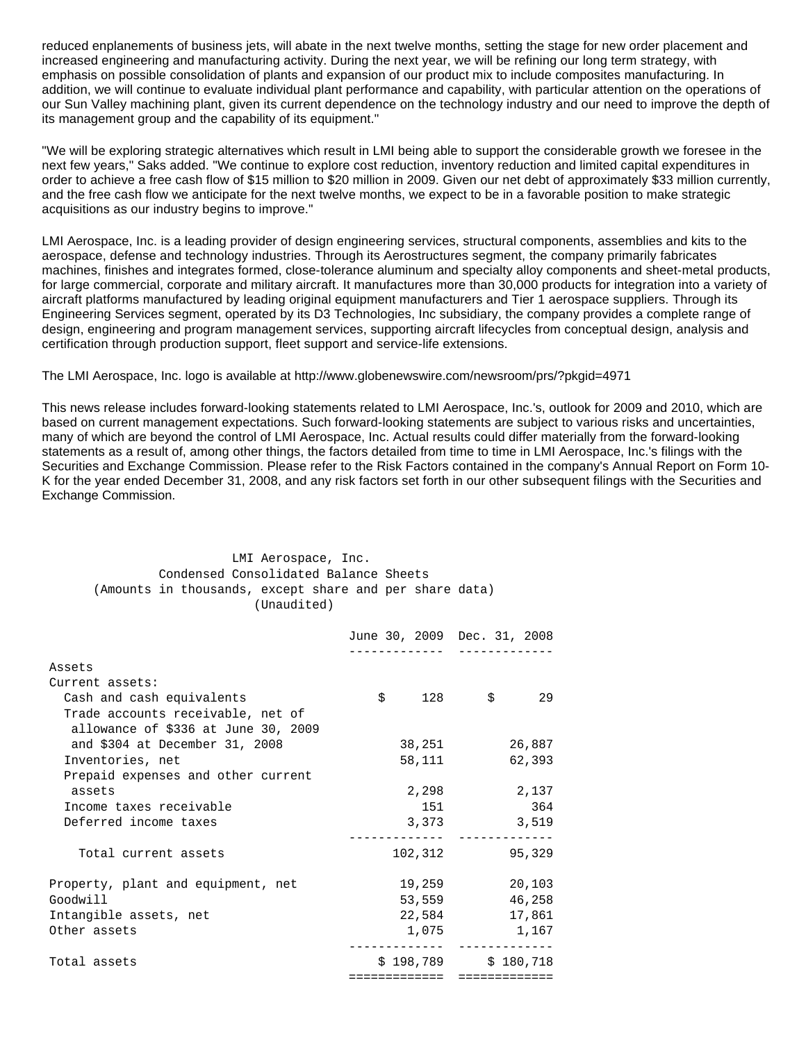reduced enplanements of business jets, will abate in the next twelve months, setting the stage for new order placement and increased engineering and manufacturing activity. During the next year, we will be refining our long term strategy, with emphasis on possible consolidation of plants and expansion of our product mix to include composites manufacturing. In addition, we will continue to evaluate individual plant performance and capability, with particular attention on the operations of our Sun Valley machining plant, given its current dependence on the technology industry and our need to improve the depth of its management group and the capability of its equipment."

"We will be exploring strategic alternatives which result in LMI being able to support the considerable growth we foresee in the next few years," Saks added. "We continue to explore cost reduction, inventory reduction and limited capital expenditures in order to achieve a free cash flow of $15 million to $20 million in 2009. Given our net debt of approximately $33 million currently, and the free cash flow we anticipate for the next twelve months, we expect to be in a favorable position to make strategic acquisitions as our industry begins to improve."

LMI Aerospace, Inc. is a leading provider of design engineering services, structural components, assemblies and kits to the aerospace, defense and technology industries. Through its Aerostructures segment, the company primarily fabricates machines, finishes and integrates formed, close-tolerance aluminum and specialty alloy components and sheet-metal products, for large commercial, corporate and military aircraft. It manufactures more than 30,000 products for integration into a variety of aircraft platforms manufactured by leading original equipment manufacturers and Tier 1 aerospace suppliers. Through its Engineering Services segment, operated by its D3 Technologies, Inc subsidiary, the company provides a complete range of design, engineering and program management services, supporting aircraft lifecycles from conceptual design, analysis and certification through production support, fleet support and service-life extensions.

The LMI Aerospace, Inc. logo is available at http://www.globenewswire.com/newsroom/prs/?pkgid=4971

This news release includes forward-looking statements related to LMI Aerospace, Inc.'s, outlook for 2009 and 2010, which are based on current management expectations. Such forward-looking statements are subject to various risks and uncertainties, many of which are beyond the control of LMI Aerospace, Inc. Actual results could differ materially from the forward-looking statements as a result of, among other things, the factors detailed from time to time in LMI Aerospace, Inc.'s filings with the Securities and Exchange Commission. Please refer to the Risk Factors contained in the company's Annual Report on Form 10-K for the year ended December 31, 2008, and any risk factors set forth in our other subsequent filings with the Securities and Exchange Commission.

LMI Aerospace, Inc.
Condensed Consolidated Balance Sheets
(Amounts in thousands, except share and per share data)
(Unaudited)

| | June 30, 2009 | Dec. 31, 2008 |
|---|---|---|
| Assets | | |
| Current assets: | | |
| Cash and cash equivalents | $ 128 | $ 29 |
| Trade accounts receivable, net of allowance of $336 at June 30, 2009 and $304 at December 31, 2008 | 38,251 | 26,887 |
| Inventories, net | 58,111 | 62,393 |
| Prepaid expenses and other current assets | 2,298 | 2,137 |
| Income taxes receivable | 151 | 364 |
| Deferred income taxes | 3,373 | 3,519 |
| Total current assets | 102,312 | 95,329 |
| Property, plant and equipment, net | 19,259 | 20,103 |
| Goodwill | 53,559 | 46,258 |
| Intangible assets, net | 22,584 | 17,861 |
| Other assets | 1,075 | 1,167 |
| Total assets | $ 198,789 | $ 180,718 |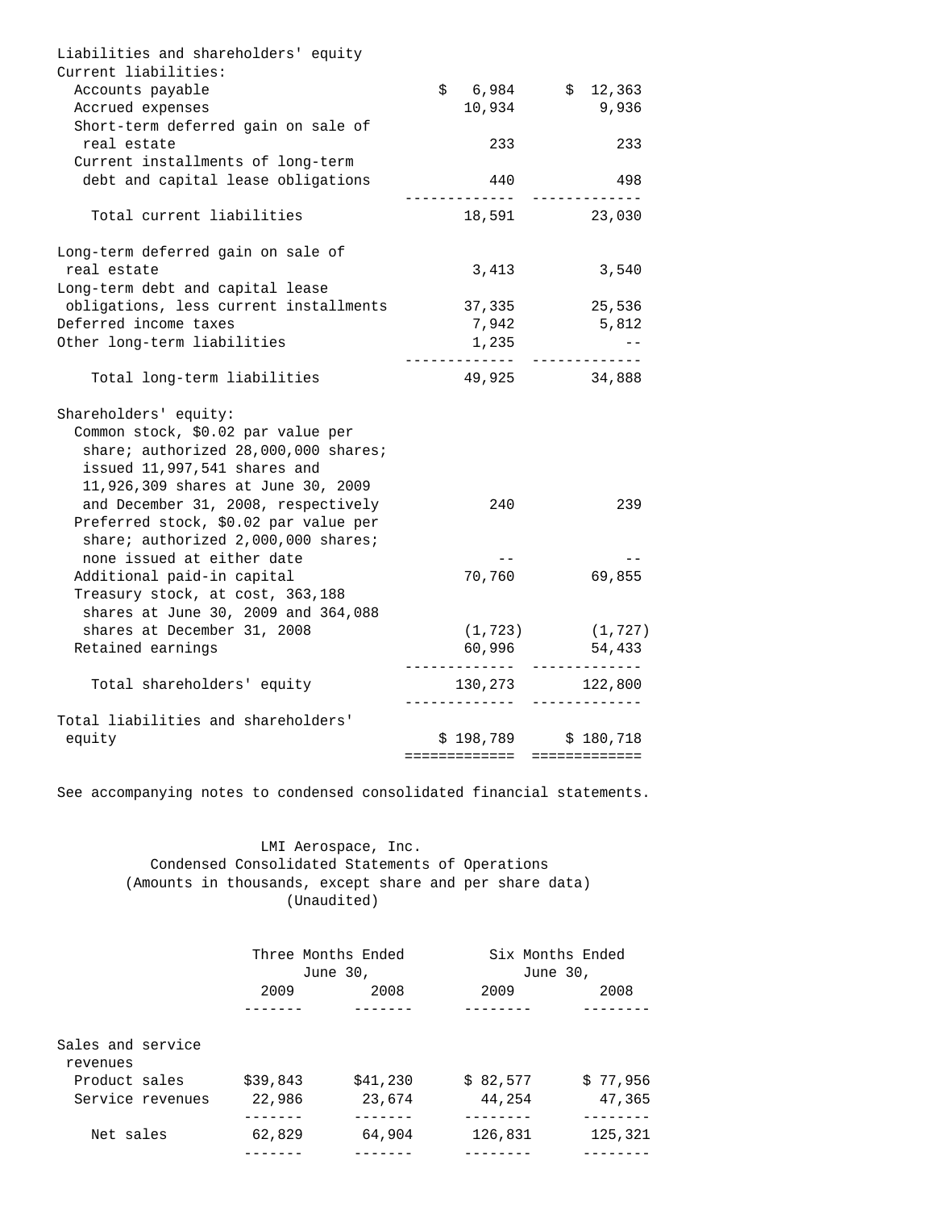| | | |
|---|---|---|
| **Liabilities and shareholders' equity** | | |
| Current liabilities: | | |
| Accounts payable | $ 6,984 | $ 12,363 |
| Accrued expenses | 10,934 | 9,936 |
| Short-term deferred gain on sale of real estate | 233 | 233 |
| Current installments of long-term debt and capital lease obligations | 440 | 498 |
| Total current liabilities | 18,591 | 23,030 |
| Long-term deferred gain on sale of real estate | 3,413 | 3,540 |
| Long-term debt and capital lease obligations, less current installments | 37,335 | 25,536 |
| Deferred income taxes | 7,942 | 5,812 |
| Other long-term liabilities | 1,235 | -- |
| Total long-term liabilities | 49,925 | 34,888 |
| Shareholders' equity: | | |
| Common stock, $0.02 par value per share; authorized 28,000,000 shares; issued 11,997,541 shares and 11,926,309 shares at June 30, 2009 and December 31, 2008, respectively | 240 | 239 |
| Preferred stock, $0.02 par value per share; authorized 2,000,000 shares; none issued at either date | -- | -- |
| Additional paid-in capital | 70,760 | 69,855 |
| Treasury stock, at cost, 363,188 shares at June 30, 2009 and 364,088 shares at December 31, 2008 | (1,723) | (1,727) |
| Retained earnings | 60,996 | 54,433 |
| Total shareholders' equity | 130,273 | 122,800 |
| Total liabilities and shareholders' equity | $ 198,789 | $ 180,718 |

See accompanying notes to condensed consolidated financial statements.

## LMI Aerospace, Inc.
### Condensed Consolidated Statements of Operations
(Amounts in thousands, except share and per share data)
(Unaudited)

| | Three Months Ended June 30, | | Six Months Ended June 30, | |
|---|---|---|---|---|
| | 2009 | 2008 | 2009 | 2008 |
| Sales and service revenues | | | | |
| Product sales | $39,843 | $41,230 | $ 82,577 | $ 77,956 |
| Service revenues | 22,986 | 23,674 | 44,254 | 47,365 |
| Net sales | 62,829 | 64,904 | 126,831 | 125,321 |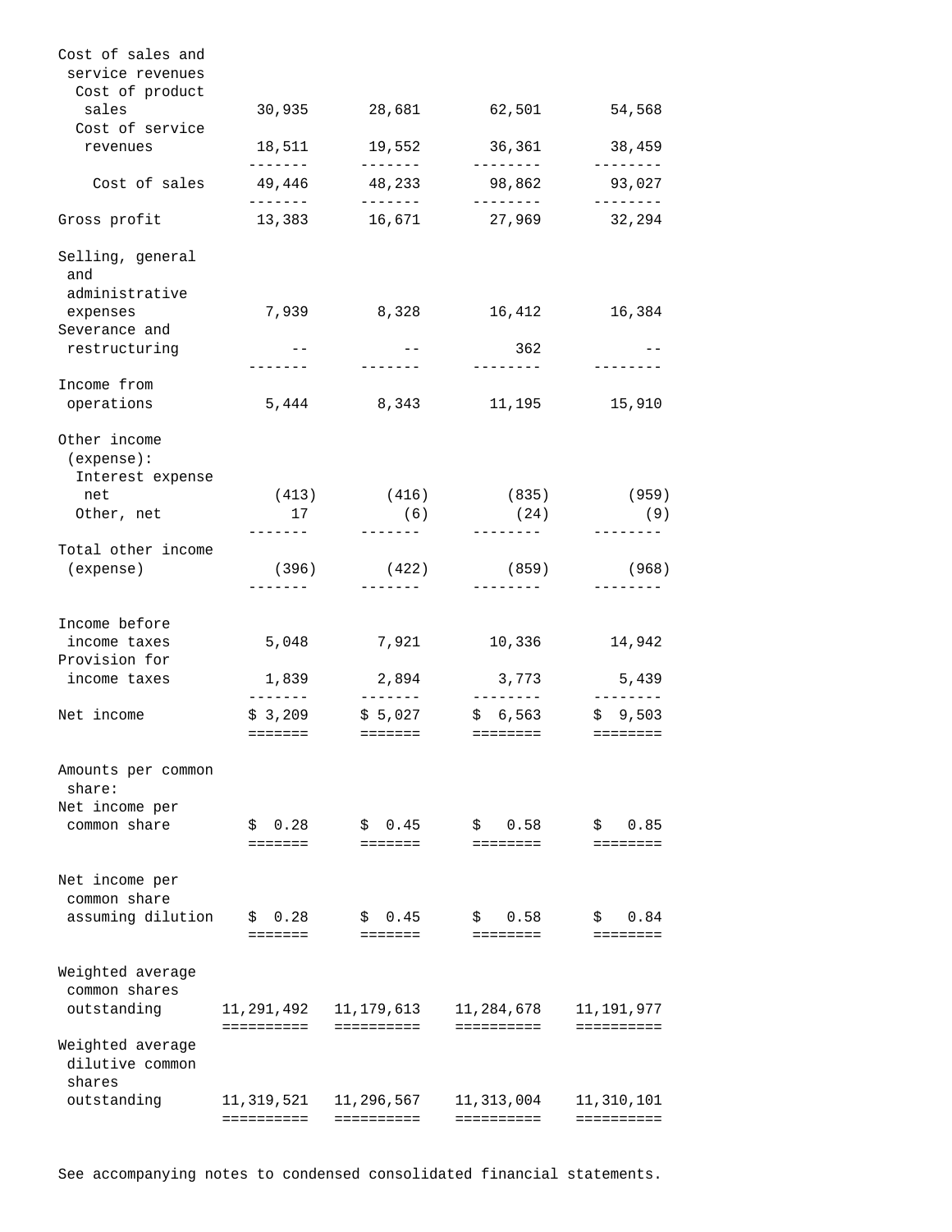| | | | | |
|---|---|---|---|---|
| Cost of sales and service revenues | | | | |
| Cost of product sales | 30,935 | 28,681 | 62,501 | 54,568 |
| Cost of service revenues | 18,511 | 19,552 | 36,361 | 38,459 |
| Cost of sales | 49,446 | 48,233 | 98,862 | 93,027 |
| Gross profit | 13,383 | 16,671 | 27,969 | 32,294 |
| Selling, general and administrative expenses | 7,939 | 8,328 | 16,412 | 16,384 |
| Severance and restructuring | -- | -- | 362 | -- |
| Income from operations | 5,444 | 8,343 | 11,195 | 15,910 |
| Other income (expense): | | | | |
| Interest expense net | (413) | (416) | (835) | (959) |
| Other, net | 17 | (6) | (24) | (9) |
| Total other income (expense) | (396) | (422) | (859) | (968) |
| Income before income taxes | 5,048 | 7,921 | 10,336 | 14,942 |
| Provision for income taxes | 1,839 | 2,894 | 3,773 | 5,439 |
| Net income | $ 3,209 | $ 5,027 | $ 6,563 | $ 9,503 |
| Amounts per common share: | | | | |
| Net income per common share | $ 0.28 | $ 0.45 | $ 0.58 | $ 0.85 |
| Net income per common share assuming dilution | $ 0.28 | $ 0.45 | $ 0.58 | $ 0.84 |
| Weighted average common shares outstanding | 11,291,492 | 11,179,613 | 11,284,678 | 11,191,977 |
| Weighted average dilutive common shares outstanding | 11,319,521 | 11,296,567 | 11,313,004 | 11,310,101 |

See accompanying notes to condensed consolidated financial statements.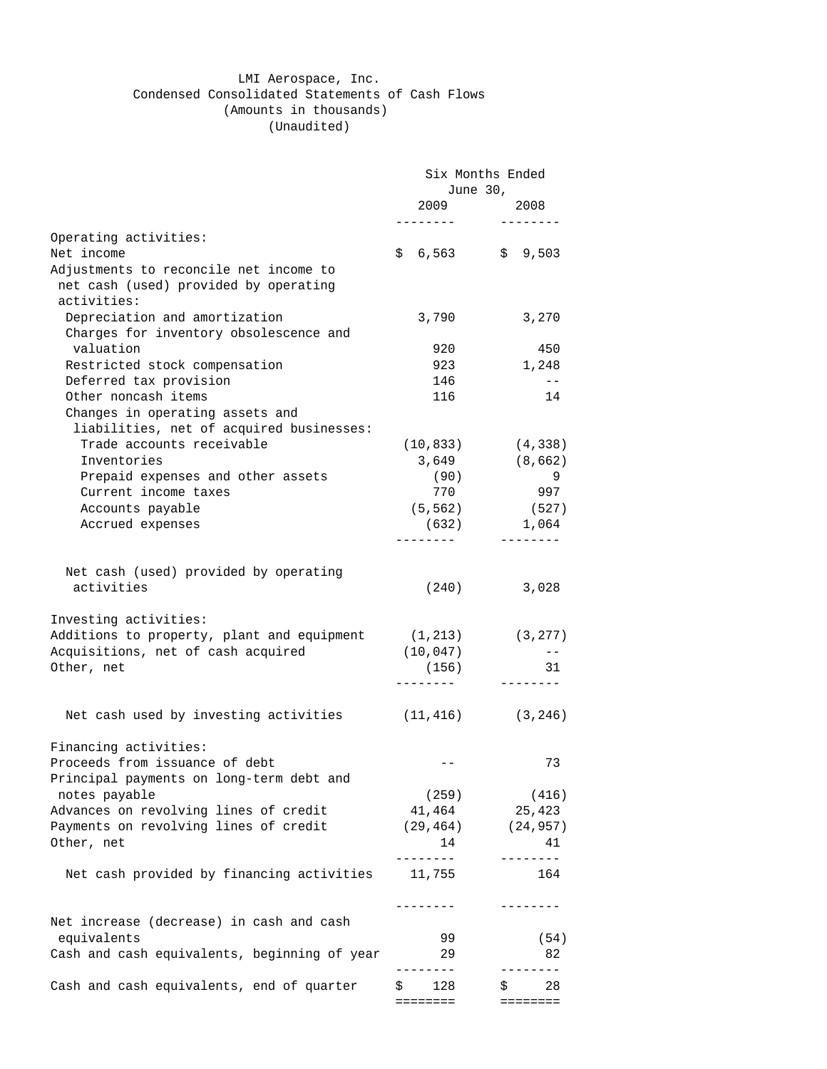LMI Aerospace, Inc.
Condensed Consolidated Statements of Cash Flows
(Amounts in thousands)
(Unaudited)

| | Six Months Ended June 30, 2009 | Six Months Ended June 30, 2008 |
|---|---|---|
| Operating activities: | | |
| Net income | $ 6,563 | $ 9,503 |
| Adjustments to reconcile net income to net cash (used) provided by operating activities: | | |
| Depreciation and amortization | 3,790 | 3,270 |
| Charges for inventory obsolescence and valuation | 920 | 450 |
| Restricted stock compensation | 923 | 1,248 |
| Deferred tax provision | 146 | -- |
| Other noncash items | 116 | 14 |
| Changes in operating assets and liabilities, net of acquired businesses: | | |
| Trade accounts receivable | (10,833) | (4,338) |
| Inventories | 3,649 | (8,662) |
| Prepaid expenses and other assets | (90) | 9 |
| Current income taxes | 770 | 997 |
| Accounts payable | (5,562) | (527) |
| Accrued expenses | (632) | 1,064 |
| Net cash (used) provided by operating activities | (240) | 3,028 |
| Investing activities: | | |
| Additions to property, plant and equipment | (1,213) | (3,277) |
| Acquisitions, net of cash acquired | (10,047) | -- |
| Other, net | (156) | 31 |
| Net cash used by investing activities | (11,416) | (3,246) |
| Financing activities: | | |
| Proceeds from issuance of debt | -- | 73 |
| Principal payments on long-term debt and notes payable | (259) | (416) |
| Advances on revolving lines of credit | 41,464 | 25,423 |
| Payments on revolving lines of credit | (29,464) | (24,957) |
| Other, net | 14 | 41 |
| Net cash provided by financing activities | 11,755 | 164 |
| Net increase (decrease) in cash and cash equivalents | 99 | (54) |
| Cash and cash equivalents, beginning of year | 29 | 82 |
| Cash and cash equivalents, end of quarter | $ 128 | $ 28 |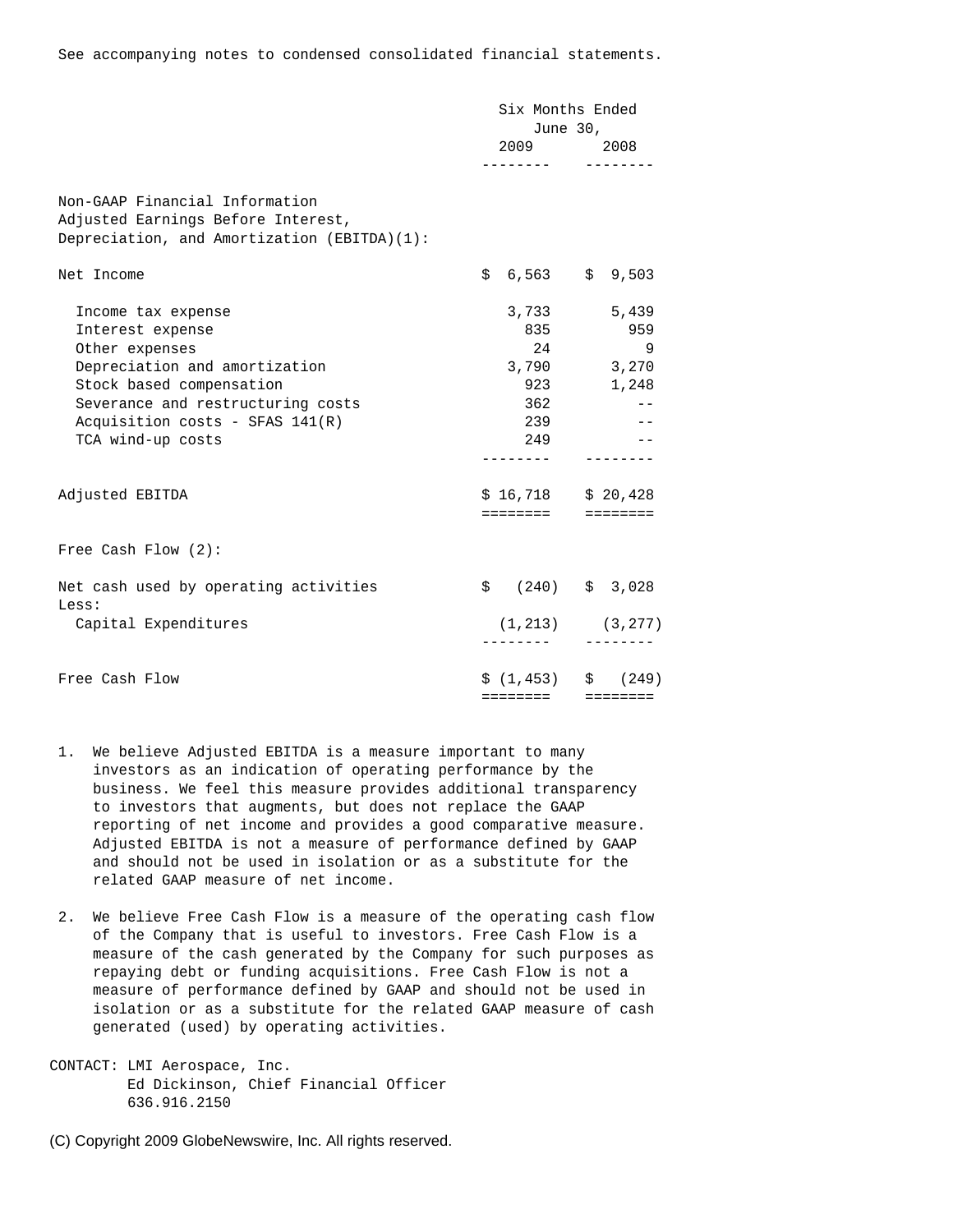See accompanying notes to condensed consolidated financial statements.

| | Six Months Ended June 30, 2009 | Six Months Ended June 30, 2008 |
|---|---|---|
| Non-GAAP Financial Information | | |
| Adjusted Earnings Before Interest, Depreciation, and Amortization (EBITDA)(1): | | |
| Net Income | $ 6,563 | $ 9,503 |
| Income tax expense | 3,733 | 5,439 |
| Interest expense | 835 | 959 |
| Other expenses | 24 | 9 |
| Depreciation and amortization | 3,790 | 3,270 |
| Stock based compensation | 923 | 1,248 |
| Severance and restructuring costs | 362 | -- |
| Acquisition costs - SFAS 141(R) | 239 | -- |
| TCA wind-up costs | 249 | -- |
| Adjusted EBITDA | $ 16,718 | $ 20,428 |
| Free Cash Flow (2): | | |
| Net cash used by operating activities | $ (240) | $ 3,028 |
| Less: Capital Expenditures | (1,213) | (3,277) |
| Free Cash Flow | $ (1,453) | $ (249) |

1. We believe Adjusted EBITDA is a measure important to many investors as an indication of operating performance by the business. We feel this measure provides additional transparency to investors that augments, but does not replace the GAAP reporting of net income and provides a good comparative measure. Adjusted EBITDA is not a measure of performance defined by GAAP and should not be used in isolation or as a substitute for the related GAAP measure of net income.

2. We believe Free Cash Flow is a measure of the operating cash flow of the Company that is useful to investors. Free Cash Flow is a measure of the cash generated by the Company for such purposes as repaying debt or funding acquisitions. Free Cash Flow is not a measure of performance defined by GAAP and should not be used in isolation or as a substitute for the related GAAP measure of cash generated (used) by operating activities.

CONTACT: LMI Aerospace, Inc.
Ed Dickinson, Chief Financial Officer
636.916.2150

(C) Copyright 2009 GlobeNewswire, Inc. All rights reserved.